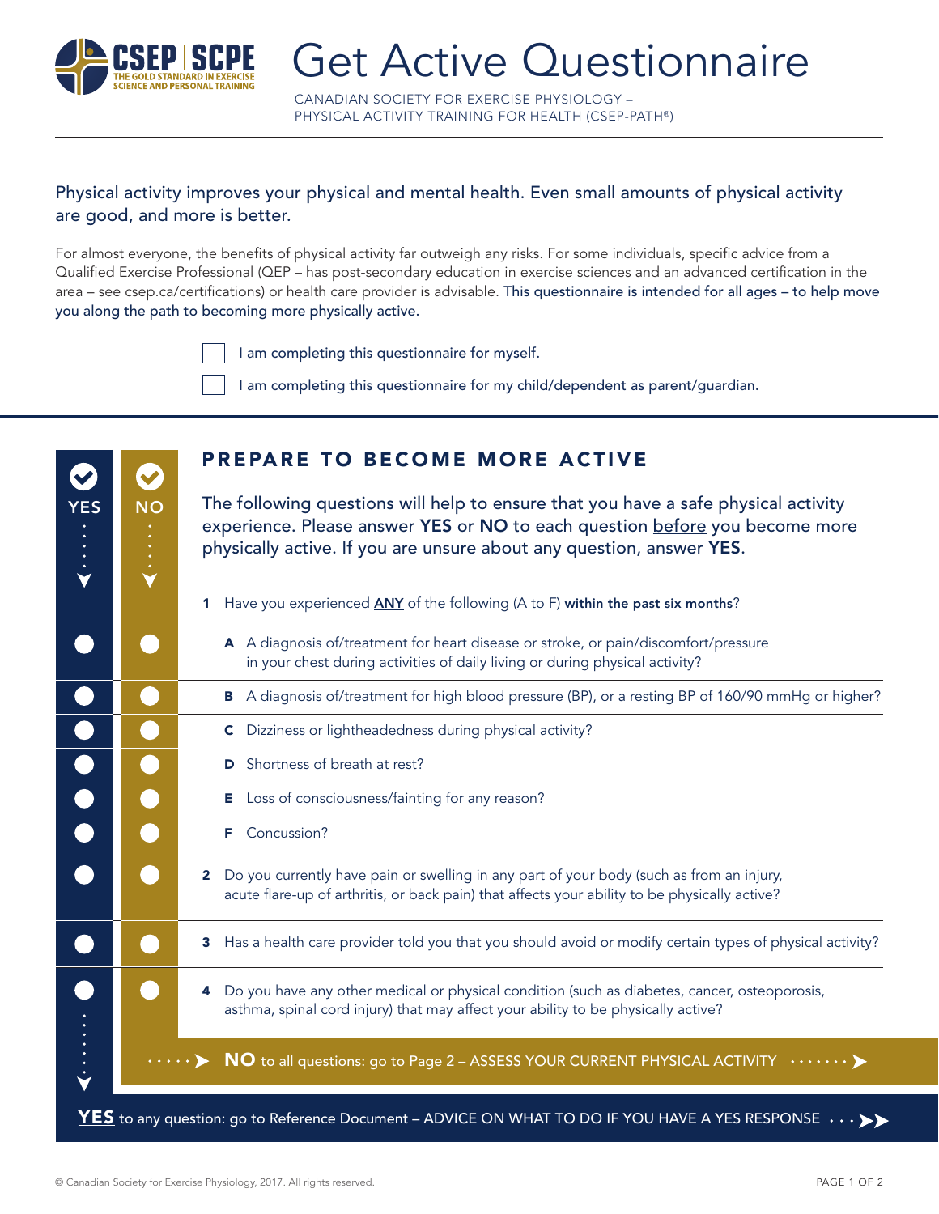CSEP | SCPE
THE GOLD STANDARD IN EXERCISE SCIENCE AND PERSONAL TRAINING

# Get Active Questionnaire

CANADIAN SOCIETY FOR EXERCISE PHYSIOLOGY –
PHYSICAL ACTIVITY TRAINING FOR HEALTH (CSEP-PATH®)

Physical activity improves your physical and mental health. Even small amounts of physical activity are good, and more is better.

For almost everyone, the benefits of physical activity far outweigh any risks. For some individuals, specific advice from a Qualified Exercise Professional (QEP – has post-secondary education in exercise sciences and an advanced certification in the area – see csep.ca/certifications) or health care provider is advisable. This questionnaire is intended for all ages – to help move you along the path to becoming more physically active.

- [ ] I am completing this questionnaire for myself.
- [ ] I am completing this questionnaire for my child/dependent as parent/guardian.

## PREPARE TO BECOME MORE ACTIVE

The following questions will help to ensure that you have a safe physical activity experience. Please answer **YES** or **NO** to each question before you become more physically active. If you are unsure about any question, answer **YES**.

| YES | NO | Question |
|---|---|---|
| | | **1** Have you experienced **ANY** of the following (A to F) **within the past six months**? |
| ○ | ○ | **A** A diagnosis of/treatment for heart disease or stroke, or pain/discomfort/pressure in your chest during activities of daily living or during physical activity? |
| ○ | ○ | **B** A diagnosis of/treatment for high blood pressure (BP), or a resting BP of 160/90 mmHg or higher? |
| ○ | ○ | **C** Dizziness or lightheadedness during physical activity? |
| ○ | ○ | **D** Shortness of breath at rest? |
| ○ | ○ | **E** Loss of consciousness/fainting for any reason? |
| ○ | ○ | **F** Concussion? |
| ○ | ○ | **2** Do you currently have pain or swelling in any part of your body (such as from an injury, acute flare-up of arthritis, or back pain) that affects your ability to be physically active? |
| ○ | ○ | **3** Has a health care provider told you that you should avoid or modify certain types of physical activity? |
| ○ | ○ | **4** Do you have any other medical or physical condition (such as diabetes, cancer, osteoporosis, asthma, spinal cord injury) that may affect your ability to be physically active? |

**NO** to all questions: go to Page 2 – ASSESS YOUR CURRENT PHYSICAL ACTIVITY

**YES** to any question: go to Reference Document – ADVICE ON WHAT TO DO IF YOU HAVE A YES RESPONSE

© Canadian Society for Exercise Physiology, 2017. All rights reserved.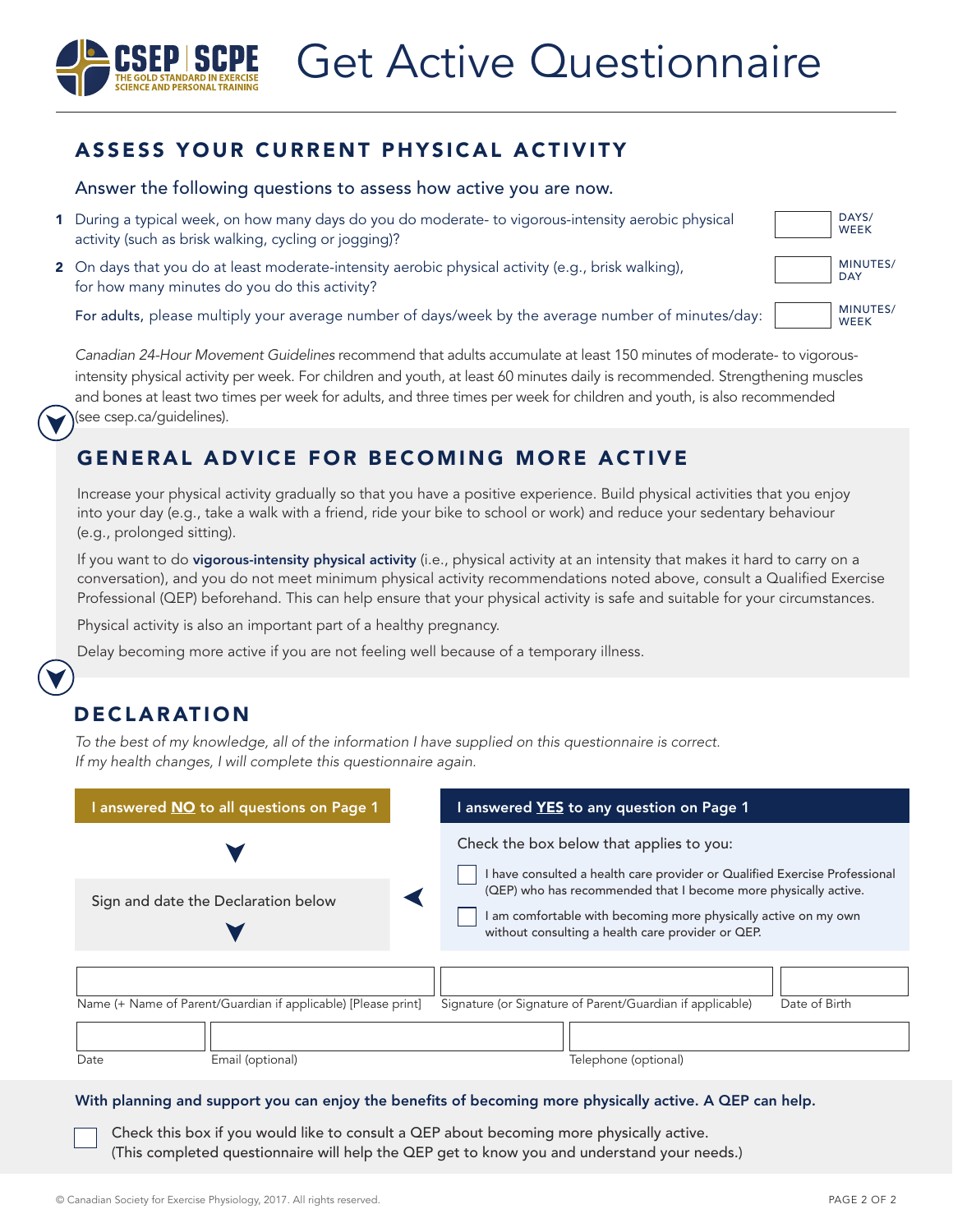# CSEP | SCPE Get Active Questionnaire

THE GOLD STANDARD IN EXERCISE SCIENCE AND PERSONAL TRAINING

## ASSESS YOUR CURRENT PHYSICAL ACTIVITY

Answer the following questions to assess how active you are now.

1. During a typical week, on how many days do you do moderate- to vigorous-intensity aerobic physical activity (such as brisk walking, cycling or jogging)? ☐ DAYS/WEEK
2. On days that you do at least moderate-intensity aerobic physical activity (e.g., brisk walking), for how many minutes do you do this activity? ☐ MINUTES/DAY

For adults, please multiply your average number of days/week by the average number of minutes/day: ☐ MINUTES/WEEK

*Canadian 24-Hour Movement Guidelines* recommend that adults accumulate at least 150 minutes of moderate- to vigorous-intensity physical activity per week. For children and youth, at least 60 minutes daily is recommended. Strengthening muscles and bones at least two times per week for adults, and three times per week for children and youth, is also recommended (see csep.ca/guidelines).

## GENERAL ADVICE FOR BECOMING MORE ACTIVE

Increase your physical activity gradually so that you have a positive experience. Build physical activities that you enjoy into your day (e.g., take a walk with a friend, ride your bike to school or work) and reduce your sedentary behaviour (e.g., prolonged sitting).

If you want to do **vigorous-intensity physical activity** (i.e., physical activity at an intensity that makes it hard to carry on a conversation), and you do not meet minimum physical activity recommendations noted above, consult a Qualified Exercise Professional (QEP) beforehand. This can help ensure that your physical activity is safe and suitable for your circumstances.

Physical activity is also an important part of a healthy pregnancy.

Delay becoming more active if you are not feeling well because of a temporary illness.

## DECLARATION

*To the best of my knowledge, all of the information I have supplied on this questionnaire is correct. If my health changes, I will complete this questionnaire again.*

**I answered NO to all questions on Page 1**

Sign and date the Declaration below

**I answered YES to any question on Page 1**

Check the box below that applies to you:

- ☐ I have consulted a health care provider or Qualified Exercise Professional (QEP) who has recommended that I become more physically active.
- ☐ I am comfortable with becoming more physically active on my own without consulting a health care provider or QEP.

Name (+ Name of Parent/Guardian if applicable) [Please print]: ____________

Signature (or Signature of Parent/Guardian if applicable): ____________

Date of Birth: ____________

Date: ____________

Email (optional): ____________

Telephone (optional): ____________

**With planning and support you can enjoy the benefits of becoming more physically active. A QEP can help.**

☐ Check this box if you would like to consult a QEP about becoming more physically active. (This completed questionnaire will help the QEP get to know you and understand your needs.)

© Canadian Society for Exercise Physiology, 2017. All rights reserved.